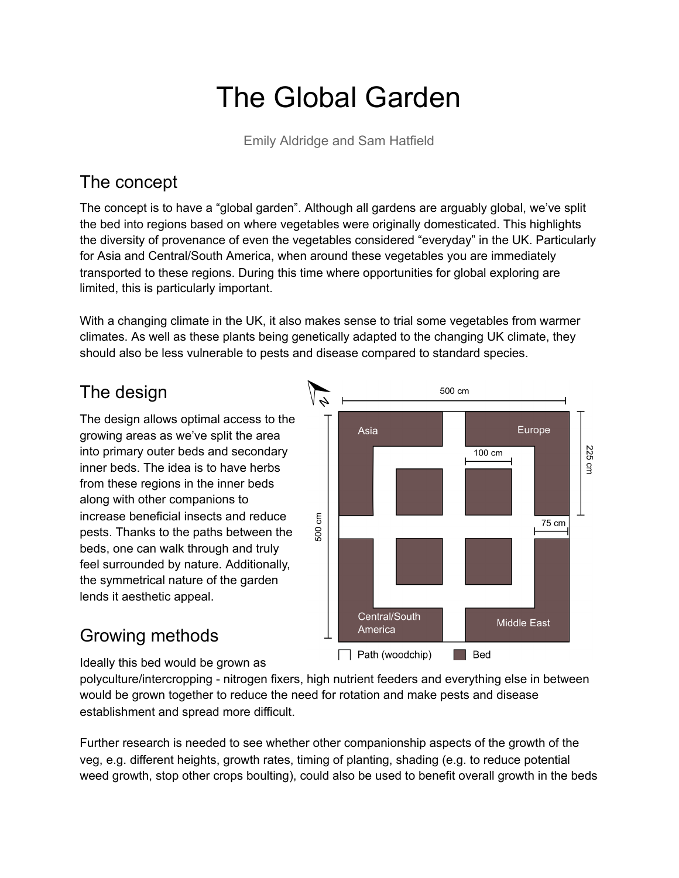# The Global Garden

Emily Aldridge and Sam Hatfield

## The concept

The concept is to have a "global garden". Although all gardens are arguably global, we've split the bed into regions based on where vegetables were originally domesticated. This highlights the diversity of provenance of even the vegetables considered "everyday" in the UK. Particularly for Asia and Central/South America, when around these vegetables you are immediately transported to these regions. During this time where opportunities for global exploring are limited, this is particularly important.

With a changing climate in the UK, it also makes sense to trial some vegetables from warmer climates. As well as these plants being genetically adapted to the changing UK climate, they should also be less vulnerable to pests and disease compared to standard species.

## The design

The design allows optimal access to the growing areas as we've split the area into primary outer beds and secondary inner beds. The idea is to have herbs from these regions in the inner beds along with other companions to increase beneficial insects and reduce pests. Thanks to the paths between the beds, one can walk through and truly feel surrounded by nature. Additionally, the symmetrical nature of the garden lends it aesthetic appeal.

## Growing methods

Ideally this bed would be grown as polyculture/intercropping - nitrogen fixers, high nutrient feeders and everything else in between would be grown together to reduce the need for rotation and make pests and disease establishment and spread more difficult.

Further research is needed to see whether other companionship aspects of the growth of the veg, e.g. different heights, growth rates, timing of planting, shading (e.g. to reduce potential weed growth, stop other crops boulting), could also be used to benefit overall growth in the beds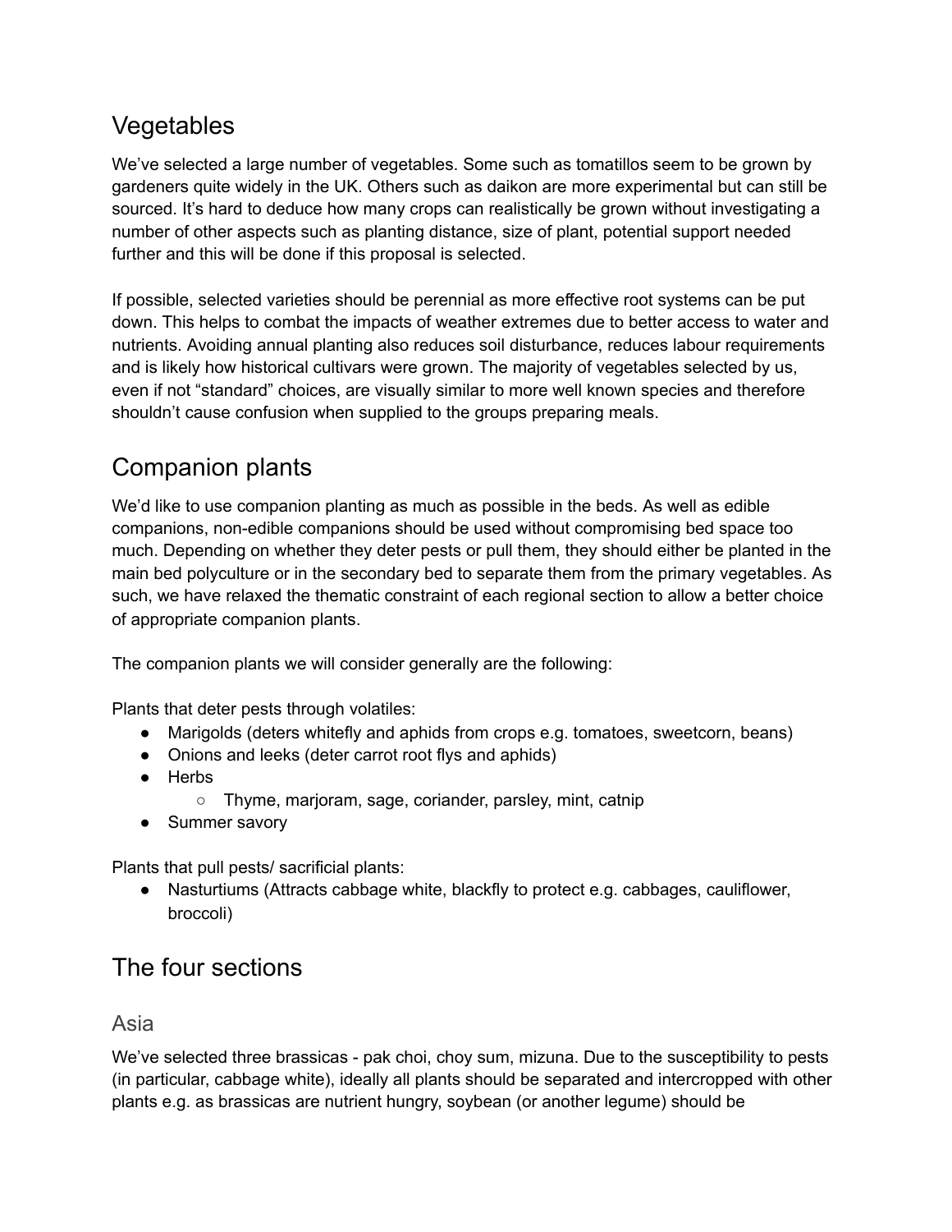## Vegetables

We've selected a large number of vegetables. Some such as tomatillos seem to be grown by gardeners quite widely in the UK. Others such as daikon are more experimental but can still be sourced. It's hard to deduce how many crops can realistically be grown without investigating a number of other aspects such as planting distance, size of plant, potential support needed further and this will be done if this proposal is selected.

If possible, selected varieties should be perennial as more effective root systems can be put down. This helps to combat the impacts of weather extremes due to better access to water and nutrients. Avoiding annual planting also reduces soil disturbance, reduces labour requirements and is likely how historical cultivars were grown. The majority of vegetables selected by us, even if not "standard" choices, are visually similar to more well known species and therefore shouldn't cause confusion when supplied to the groups preparing meals.

## Companion plants

We'd like to use companion planting as much as possible in the beds. As well as edible companions, non-edible companions should be used without compromising bed space too much. Depending on whether they deter pests or pull them, they should either be planted in the main bed polyculture or in the secondary bed to separate them from the primary vegetables. As such, we have relaxed the thematic constraint of each regional section to allow a better choice of appropriate companion plants.

The companion plants we will consider generally are the following:

Plants that deter pests through volatiles:

- Marigolds (deters whitefly and aphids from crops e.g. tomatoes, sweetcorn, beans)
- Onions and leeks (deter carrot root flys and aphids)
- Herbs
  - Thyme, marjoram, sage, coriander, parsley, mint, catnip
- Summer savory

Plants that pull pests/ sacrificial plants:

- Nasturtiums (Attracts cabbage white, blackfly to protect e.g. cabbages, cauliflower, broccoli)

## The four sections

### Asia

We've selected three brassicas - pak choi, choy sum, mizuna. Due to the susceptibility to pests (in particular, cabbage white), ideally all plants should be separated and intercropped with other plants e.g. as brassicas are nutrient hungry, soybean (or another legume) should be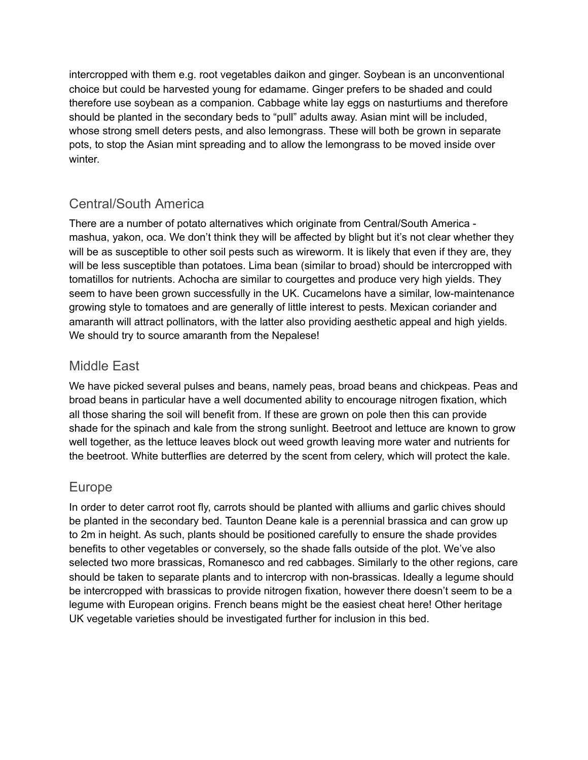intercropped with them e.g. root vegetables daikon and ginger. Soybean is an unconventional choice but could be harvested young for edamame. Ginger prefers to be shaded and could therefore use soybean as a companion. Cabbage white lay eggs on nasturtiums and therefore should be planted in the secondary beds to "pull" adults away. Asian mint will be included, whose strong smell deters pests, and also lemongrass. These will both be grown in separate pots, to stop the Asian mint spreading and to allow the lemongrass to be moved inside over winter.

## Central/South America

There are a number of potato alternatives which originate from Central/South America - mashua, yakon, oca. We don't think they will be affected by blight but it's not clear whether they will be as susceptible to other soil pests such as wireworm. It is likely that even if they are, they will be less susceptible than potatoes. Lima bean (similar to broad) should be intercropped with tomatillos for nutrients. Achocha are similar to courgettes and produce very high yields. They seem to have been grown successfully in the UK. Cucamelons have a similar, low-maintenance growing style to tomatoes and are generally of little interest to pests. Mexican coriander and amaranth will attract pollinators, with the latter also providing aesthetic appeal and high yields. We should try to source amaranth from the Nepalese!

## Middle East

We have picked several pulses and beans, namely peas, broad beans and chickpeas. Peas and broad beans in particular have a well documented ability to encourage nitrogen fixation, which all those sharing the soil will benefit from. If these are grown on pole then this can provide shade for the spinach and kale from the strong sunlight. Beetroot and lettuce are known to grow well together, as the lettuce leaves block out weed growth leaving more water and nutrients for the beetroot. White butterflies are deterred by the scent from celery, which will protect the kale.

## Europe

In order to deter carrot root fly, carrots should be planted with alliums and garlic chives should be planted in the secondary bed. Taunton Deane kale is a perennial brassica and can grow up to 2m in height. As such, plants should be positioned carefully to ensure the shade provides benefits to other vegetables or conversely, so the shade falls outside of the plot. We've also selected two more brassicas, Romanesco and red cabbages. Similarly to the other regions, care should be taken to separate plants and to intercrop with non-brassicas. Ideally a legume should be intercropped with brassicas to provide nitrogen fixation, however there doesn't seem to be a legume with European origins. French beans might be the easiest cheat here! Other heritage UK vegetable varieties should be investigated further for inclusion in this bed.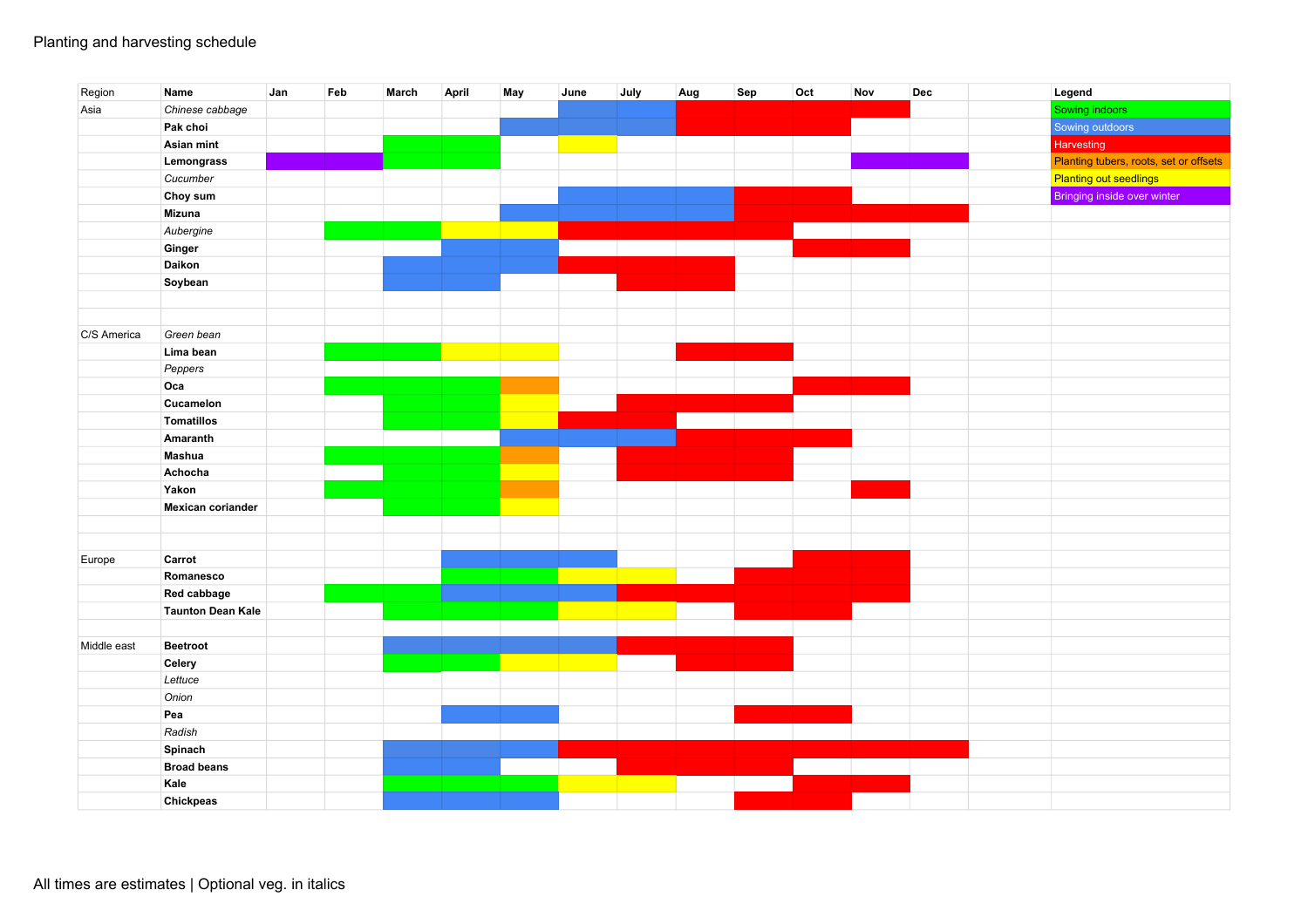Planting and harvesting schedule

| Region | Name | Jan | Feb | March | April | May | June | July | Aug | Sep | Oct | Nov | Dec |
|---|---|---|---|---|---|---|---|---|---|---|---|---|---|
| Asia | *Chinese cabbage* | | | | | | | | | | | | |
| | **Pak choi** | | | | | | | | | | | | |
| | **Asian mint** | | | | | | | | | | | | |
| | **Lemongrass** | | | | | | | | | | | | |
| | *Cucumber* | | | | | | | | | | | | |
| | **Choy sum** | | | | | | | | | | | | |
| | **Mizuna** | | | | | | | | | | | | |
| | *Aubergine* | | | | | | | | | | | | |
| | **Ginger** | | | | | | | | | | | | |
| | **Daikon** | | | | | | | | | | | | |
| | **Soybean** | | | | | | | | | | | | |
| | | | | | | | | | | | | | |
| | | | | | | | | | | | | | |
| C/S America | *Green bean* | | | | | | | | | | | | |
| | **Lima bean** | | | | | | | | | | | | |
| | *Peppers* | | | | | | | | | | | | |
| | **Oca** | | | | | | | | | | | | |
| | **Cucamelon** | | | | | | | | | | | | |
| | **Tomatillos** | | | | | | | | | | | | |
| | **Amaranth** | | | | | | | | | | | | |
| | **Mashua** | | | | | | | | | | | | |
| | **Achocha** | | | | | | | | | | | | |
| | **Yakon** | | | | | | | | | | | | |
| | **Mexican coriander** | | | | | | | | | | | | |
| | | | | | | | | | | | | | |
| | | | | | | | | | | | | | |
| Europe | **Carrot** | | | | | | | | | | | | |
| | **Romanesco** | | | | | | | | | | | | |
| | **Red cabbage** | | | | | | | | | | | | |
| | **Taunton Dean Kale** | | | | | | | | | | | | |
| | | | | | | | | | | | | | |
| Middle east | **Beetroot** | | | | | | | | | | | | |
| | **Celery** | | | | | | | | | | | | |
| | *Lettuce* | | | | | | | | | | | | |
| | *Onion* | | | | | | | | | | | | |
| | **Pea** | | | | | | | | | | | | |
| | *Radish* | | | | | | | | | | | | |
| | **Spinach** | | | | | | | | | | | | |
| | **Broad beans** | | | | | | | | | | | | |
| | **Kale** | | | | | | | | | | | | |
| | **Chickpeas** | | | | | | | | | | | | |

| Legend |
|---|
| Sowing indoors |
| Sowing outdoors |
| Harvesting |
| Planting tubers, roots, set or offsets |
| Planting out seedlings |
| Bringing inside over winter |

All times are estimates | Optional veg. in italics